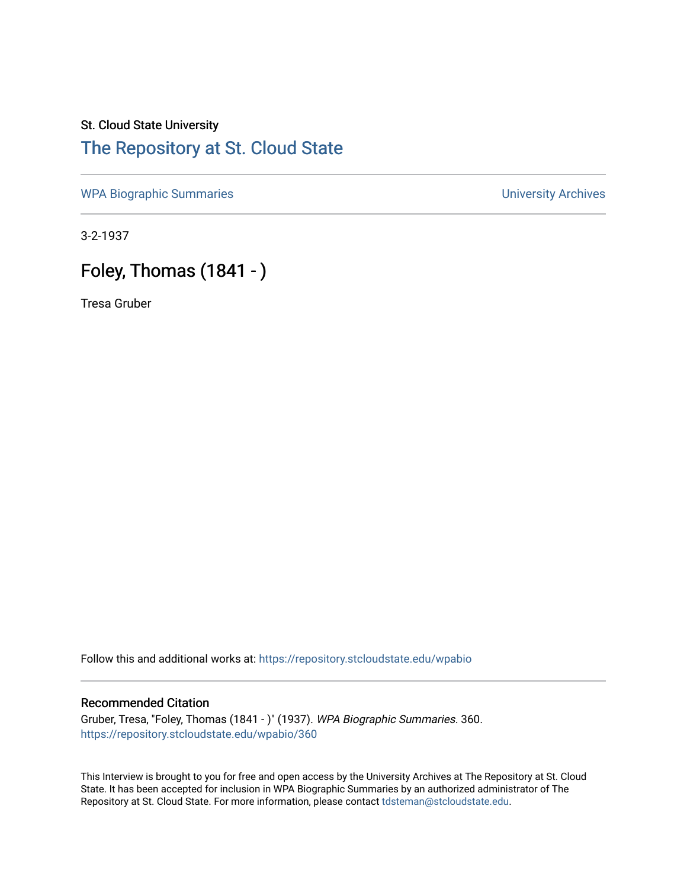St. Cloud State University

# The Repository at St. Cloud State

WPA Biographic Summaries

University Archives

3-2-1937

## Foley, Thomas (1841 - )

Tresa Gruber

Follow this and additional works at: https://repository.stcloudstate.edu/wpabio

### Recommended Citation

Gruber, Tresa, "Foley, Thomas (1841 - )" (1937). *WPA Biographic Summaries*. 360.
https://repository.stcloudstate.edu/wpabio/360

This Interview is brought to you for free and open access by the University Archives at The Repository at St. Cloud State. It has been accepted for inclusion in WPA Biographic Summaries by an authorized administrator of The Repository at St. Cloud State. For more information, please contact tdsteman@stcloudstate.edu.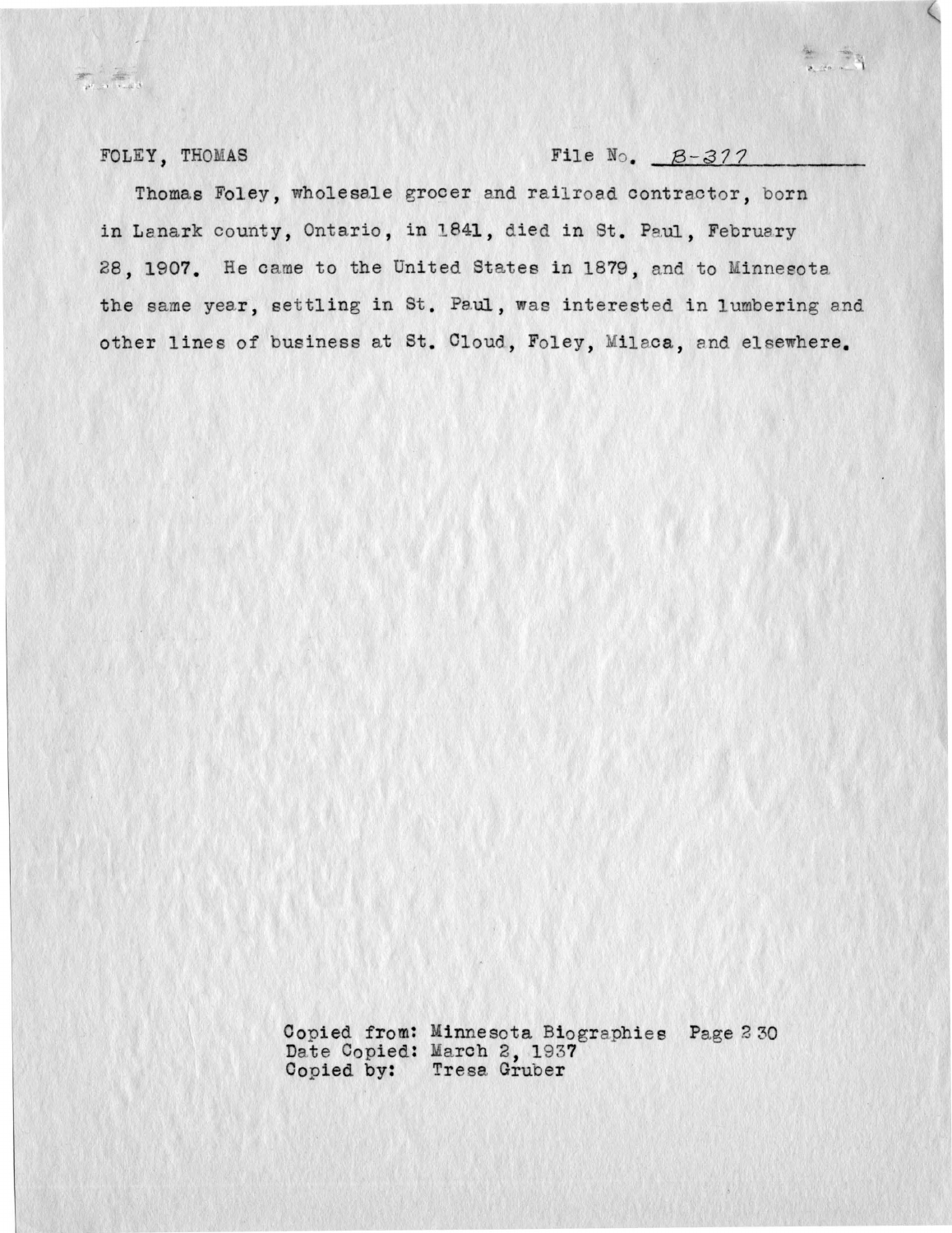FOLEY, THOMAS　　　　　　　　　　　File No. B-377

Thomas Foley, wholesale grocer and railroad contractor, born in Lanark county, Ontario, in 1841, died in St. Paul, February 28, 1907. He came to the United States in 1879, and to Minnesota the same year, settling in St. Paul, was interested in lumbering and other lines of business at St. Cloud, Foley, Milaca, and elsewhere.

Copied from: Minnesota Biographies Page 230
Date Copied: March 2, 1937
Copied by: Tresa Gruber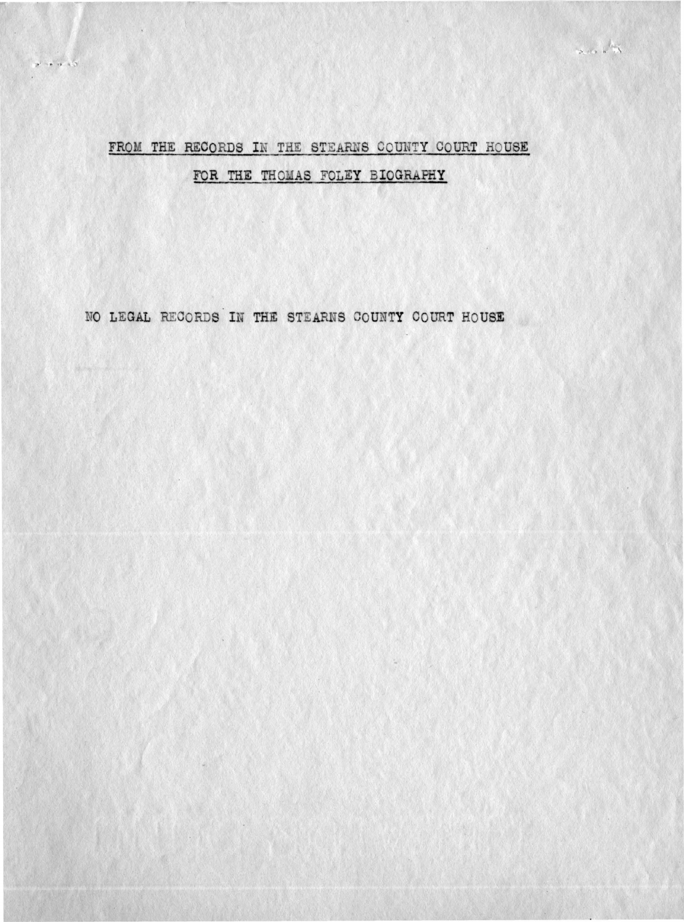<u>FROM THE RECORDS IN THE STEARNS COUNTY COURT HOUSE</u>

<u>FOR THE THOMAS FOLEY BIOGRAPHY</u>

NO LEGAL RECORDS IN THE STEARNS COUNTY COURT HOUSE